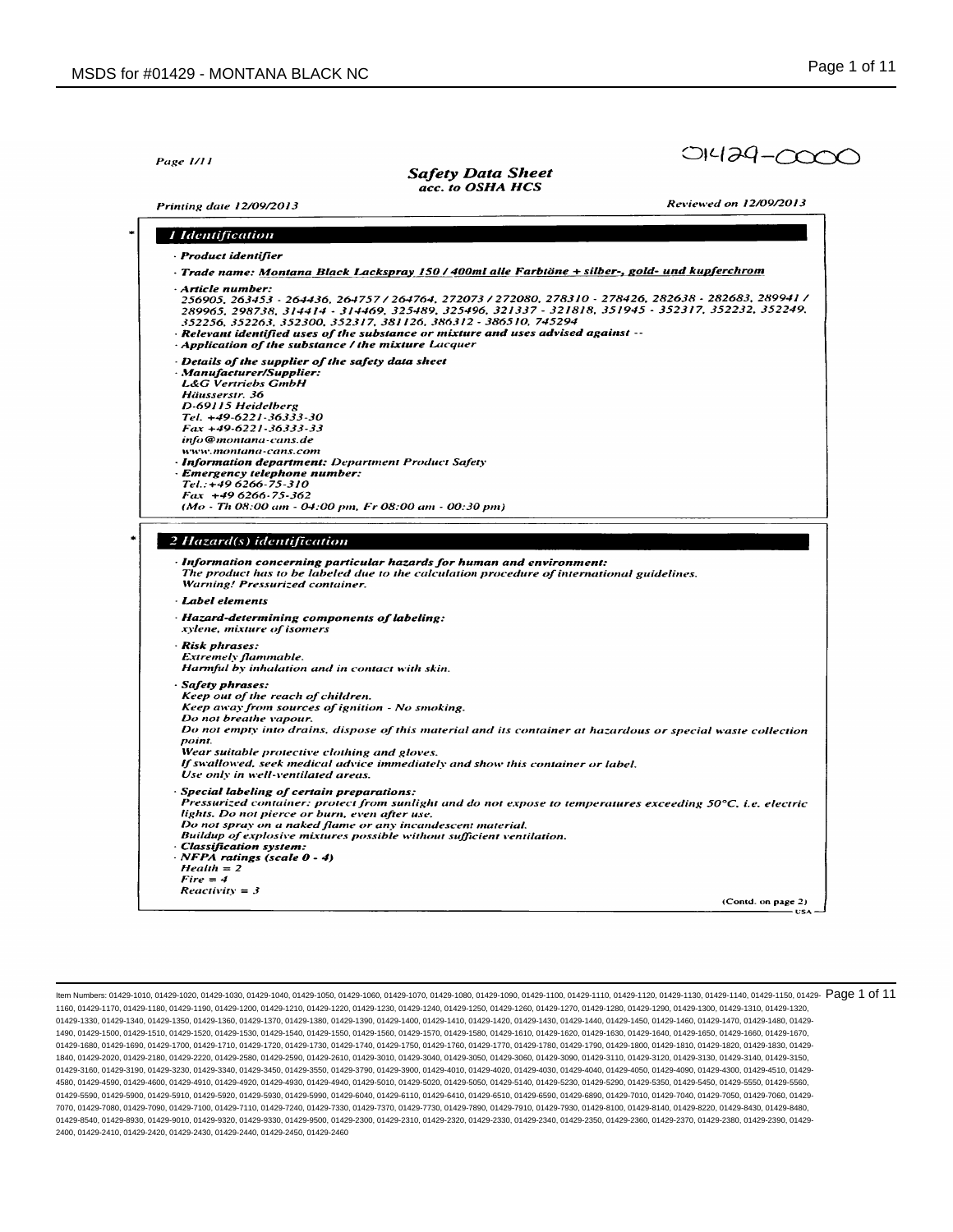01429-0000

# Safety Data Sheet
*acc. to OSHA HCS*

Printing date 12/09/2013 — Reviewed on 12/09/2013

## 1 Identification

· **Product identifier**

· **Trade name:** Montana Black Lackspray 150 / 400ml alle Farbtöne + silber-, gold- und kupferchrom

· **Article number:**
256905, 263453 - 264436, 264757 / 264764, 272073 / 272080, 278310 - 278426, 282638 - 282683, 289941 / 289965, 298738, 314414 - 314469, 325489, 325496, 321337 - 321818, 351945 - 352317, 352232, 352249, 352256, 352263, 352300, 352317, 381126, 386312 - 386510, 745294

· **Relevant identified uses of the substance or mixture and uses advised against** --

· **Application of the substance / the mixture** Lacquer

· **Details of the supplier of the safety data sheet**

· **Manufacturer/Supplier:**
L&G Vertriebs GmbH
Häusserstr. 36
D-69115 Heidelberg
Tel. +49-6221-36333-30
Fax +49-6221-36333-33
info@montana-cans.de
www.montana-cans.com

· **Information department:** Department Product Safety

· **Emergency telephone number:**
Tel.: +49 6266-75-310
Fax +49 6266-75-362
(Mo - Th 08:00 am - 04:00 pm, Fr 08:00 am - 00:30 pm)

## 2 Hazard(s) identification

· **Information concerning particular hazards for human and environment:**
The product has to be labeled due to the calculation procedure of international guidelines.
Warning! Pressurized container.

· **Label elements**

· **Hazard-determining components of labeling:**
xylene, mixture of isomers

· **Risk phrases:**
Extremely flammable.
Harmful by inhalation and in contact with skin.

· **Safety phrases:**
Keep out of the reach of children.
Keep away from sources of ignition - No smoking.
Do not breathe vapour.
Do not empty into drains, dispose of this material and its container at hazardous or special waste collection point.
Wear suitable protective clothing and gloves.
If swallowed, seek medical advice immediately and show this container or label.
Use only in well-ventilated areas.

· **Special labeling of certain preparations:**
Pressurized container: protect from sunlight and do not expose to temperatures exceeding 50°C, i.e. electric lights. Do not pierce or burn, even after use.
Do not spray on a naked flame or any incandescent material.
Buildup of explosive mixtures possible without sufficient ventilation.

· **Classification system:**

· **NFPA ratings (scale 0 - 4)**
Health = 2
Fire = 4
Reactivity = 3

(Contd. on page 2)

Item Numbers: 01429-1010, 01429-1020, 01429-1030, 01429-1040, 01429-1050, 01429-1060, 01429-1070, 01429-1080, 01429-1090, 01429-1100, 01429-1110, 01429-1120, 01429-1130, 01429-1140, 01429-1150, 01429-1160, 01429-1170, 01429-1180, 01429-1190, 01429-1200, 01429-1210, 01429-1220, 01429-1230, 01429-1240, 01429-1250, 01429-1260, 01429-1270, 01429-1280, 01429-1290, 01429-1300, 01429-1310, 01429-1320, 01429-1330, 01429-1340, 01429-1350, 01429-1360, 01429-1370, 01429-1380, 01429-1390, 01429-1400, 01429-1410, 01429-1420, 01429-1430, 01429-1440, 01429-1450, 01429-1460, 01429-1470, 01429-1480, 01429-1490, 01429-1500, 01429-1510, 01429-1520, 01429-1530, 01429-1540, 01429-1550, 01429-1560, 01429-1570, 01429-1580, 01429-1610, 01429-1620, 01429-1630, 01429-1640, 01429-1650, 01429-1660, 01429-1670, 01429-1680, 01429-1690, 01429-1700, 01429-1710, 01429-1720, 01429-1730, 01429-1740, 01429-1750, 01429-1760, 01429-1770, 01429-1780, 01429-1790, 01429-1800, 01429-1810, 01429-1820, 01429-1830, 01429-1840, 01429-2020, 01429-2180, 01429-2220, 01429-2580, 01429-2590, 01429-2610, 01429-3010, 01429-3040, 01429-3050, 01429-3060, 01429-3090, 01429-3110, 01429-3120, 01429-3130, 01429-3140, 01429-3150, 01429-3160, 01429-3190, 01429-3230, 01429-3340, 01429-3450, 01429-3550, 01429-3790, 01429-3900, 01429-4010, 01429-4020, 01429-4030, 01429-4040, 01429-4050, 01429-4090, 01429-4300, 01429-4510, 01429-4580, 01429-4590, 01429-4600, 01429-4910, 01429-4920, 01429-4930, 01429-4940, 01429-5010, 01429-5020, 01429-5050, 01429-5140, 01429-5230, 01429-5290, 01429-5350, 01429-5450, 01429-5550, 01429-5560, 01429-5590, 01429-5900, 01429-5910, 01429-5920, 01429-5930, 01429-5990, 01429-6040, 01429-6110, 01429-6410, 01429-6510, 01429-6590, 01429-6890, 01429-7010, 01429-7040, 01429-7050, 01429-7060, 01429-7070, 01429-7080, 01429-7090, 01429-7100, 01429-7110, 01429-7240, 01429-7330, 01429-7370, 01429-7730, 01429-7890, 01429-7910, 01429-7930, 01429-8100, 01429-8140, 01429-8220, 01429-8430, 01429-8480, 01429-8540, 01429-8930, 01429-9010, 01429-9320, 01429-9330, 01429-9500, 01429-2300, 01429-2310, 01429-2320, 01429-2330, 01429-2340, 01429-2350, 01429-2360, 01429-2370, 01429-2380, 01429-2390, 01429-2400, 01429-2410, 01429-2420, 01429-2430, 01429-2440, 01429-2450, 01429-2460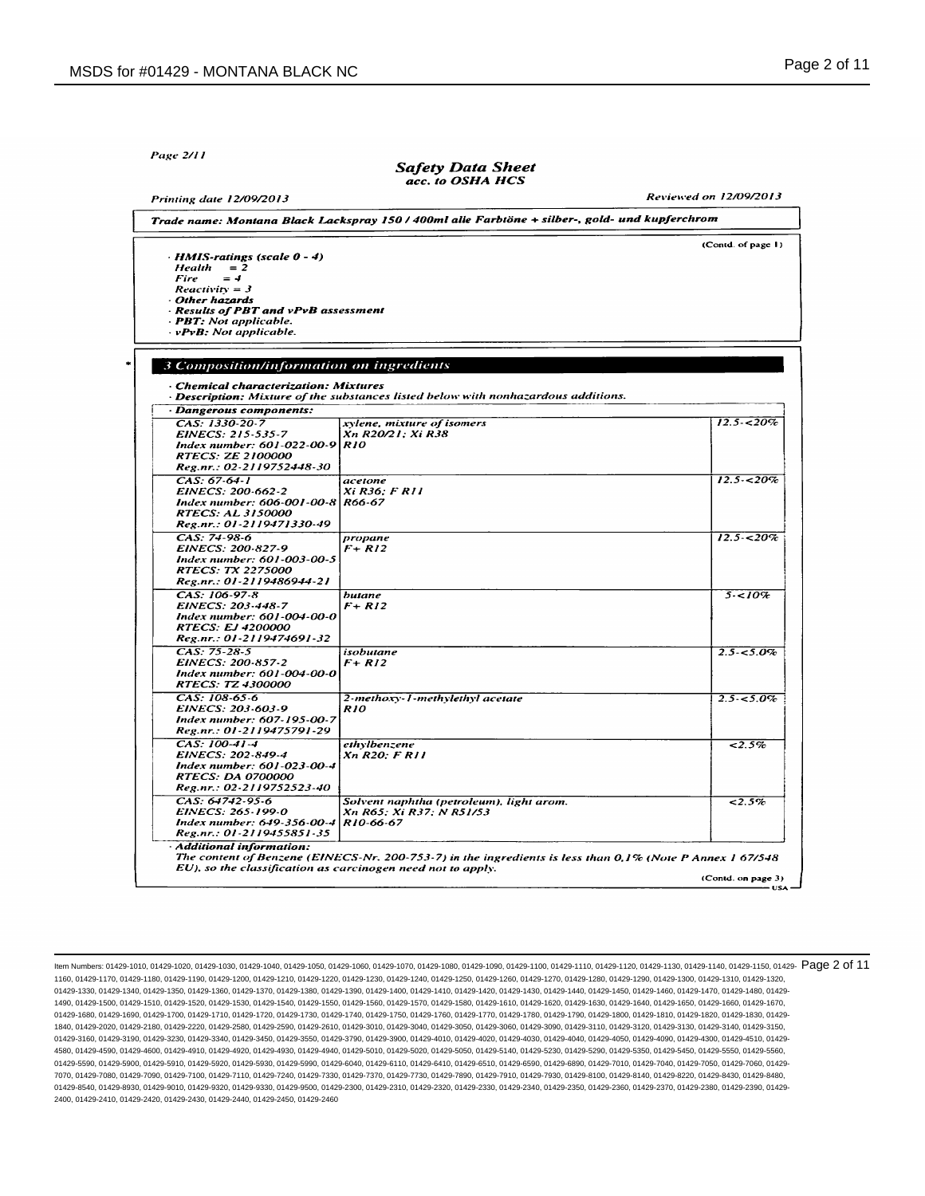Page 2/11

## Safety Data Sheet
*acc. to OSHA HCS*

Printing date 12/09/2013 — Reviewed on 12/09/2013

**Trade name: Montana Black Lackspray 150 / 400ml alle Farbtöne + silber-, gold- und kupferchrom**

(Contd. of page 1)

· **HMIS-ratings (scale 0 - 4)**
Health = 2
Fire = 4
Reactivity = 3

· **Other hazards**
· **Results of PBT and vPvB assessment**
· **PBT:** Not applicable.
· **vPvB:** Not applicable.

## 3 Composition/information on ingredients

· **Chemical characterization: Mixtures**
· **Description:** Mixture of the substances listed below with nonhazardous additions.

· **Dangerous components:**

| Identifiers | Substance / Classification | Content |
|---|---|---|
| CAS: 1330-20-7<br>EINECS: 215-535-7<br>Index number: 601-022-00-9<br>RTECS: ZE 2100000<br>Reg.nr.: 02-2119752448-30 | xylene, mixture of isomers<br>Xn R20/21; Xi R38<br>R10 | 12.5-<20% |
| CAS: 67-64-1<br>EINECS: 200-662-2<br>Index number: 606-001-00-8<br>RTECS: AL 3150000<br>Reg.nr.: 01-2119471330-49 | acetone<br>Xi R36; F R11<br>R66-67 | 12.5-<20% |
| CAS: 74-98-6<br>EINECS: 200-827-9<br>Index number: 601-003-00-5<br>RTECS: TX 2275000<br>Reg.nr.: 01-2119486944-21 | propane<br>F+ R12 | 12.5-<20% |
| CAS: 106-97-8<br>EINECS: 203-448-7<br>Index number: 601-004-00-0<br>RTECS: EJ 4200000<br>Reg.nr.: 01-2119474691-32 | butane<br>F+ R12 | 5-<10% |
| CAS: 75-28-5<br>EINECS: 200-857-2<br>Index number: 601-004-00-0<br>RTECS: TZ 4300000 | isobutane<br>F+ R12 | 2.5-<5.0% |
| CAS: 108-65-6<br>EINECS: 203-603-9<br>Index number: 607-195-00-7<br>Reg.nr.: 01-2119475791-29 | 2-methoxy-1-methylethyl acetate<br>R10 | 2.5-<5.0% |
| CAS: 100-41-4<br>EINECS: 202-849-4<br>Index number: 601-023-00-4<br>RTECS: DA 0700000<br>Reg.nr.: 02-2119752523-40 | ethylbenzene<br>Xn R20; F R11 | <2.5% |
| CAS: 64742-95-6<br>EINECS: 265-199-0<br>Index number: 649-356-00-4<br>Reg.nr.: 01-2119455851-35 | Solvent naphtha (petroleum), light arom.<br>Xn R65; Xi R37; N R51/53<br>R10-66-67 | <2.5% |

· **Additional information:**
The content of Benzene (EINECS-Nr. 200-753-7) in the ingredients is less than 0,1% (Note P Annex 1 67/548 EU), so the classification as carcinogen need not to apply.

(Contd. on page 3)

USA

Item Numbers: 01429-1010, 01429-1020, 01429-1030, 01429-1040, 01429-1050, 01429-1060, 01429-1070, 01429-1080, 01429-1090, 01429-1100, 01429-1110, 01429-1120, 01429-1130, 01429-1140, 01429-1150, 01429-1160, 01429-1170, 01429-1180, 01429-1190, 01429-1200, 01429-1210, 01429-1220, 01429-1230, 01429-1240, 01429-1250, 01429-1260, 01429-1270, 01429-1280, 01429-1290, 01429-1300, 01429-1310, 01429-1320, 01429-1330, 01429-1340, 01429-1350, 01429-1360, 01429-1370, 01429-1380, 01429-1390, 01429-1400, 01429-1410, 01429-1420, 01429-1430, 01429-1440, 01429-1450, 01429-1460, 01429-1470, 01429-1480, 01429-1490, 01429-1500, 01429-1510, 01429-1520, 01429-1530, 01429-1540, 01429-1550, 01429-1560, 01429-1570, 01429-1580, 01429-1610, 01429-1620, 01429-1630, 01429-1640, 01429-1650, 01429-1660, 01429-1670, 01429-1680, 01429-1690, 01429-1700, 01429-1710, 01429-1720, 01429-1730, 01429-1740, 01429-1750, 01429-1760, 01429-1770, 01429-1780, 01429-1790, 01429-1800, 01429-1810, 01429-1820, 01429-1830, 01429-1840, 01429-2020, 01429-2180, 01429-2220, 01429-2580, 01429-2590, 01429-2610, 01429-3010, 01429-3040, 01429-3050, 01429-3060, 01429-3090, 01429-3110, 01429-3120, 01429-3130, 01429-3140, 01429-3150, 01429-3160, 01429-3190, 01429-3230, 01429-3340, 01429-3450, 01429-3550, 01429-3790, 01429-3900, 01429-4010, 01429-4020, 01429-4030, 01429-4040, 01429-4050, 01429-4090, 01429-4300, 01429-4510, 01429-4580, 01429-4590, 01429-4600, 01429-4910, 01429-4920, 01429-4930, 01429-4940, 01429-5010, 01429-5020, 01429-5050, 01429-5140, 01429-5230, 01429-5290, 01429-5350, 01429-5450, 01429-5550, 01429-5560, 01429-5590, 01429-5900, 01429-5910, 01429-5920, 01429-5930, 01429-5990, 01429-6040, 01429-6110, 01429-6410, 01429-6510, 01429-6590, 01429-6890, 01429-7010, 01429-7040, 01429-7050, 01429-7060, 01429-7070, 01429-7080, 01429-7090, 01429-7100, 01429-7110, 01429-7240, 01429-7330, 01429-7370, 01429-7730, 01429-7890, 01429-7910, 01429-7930, 01429-8100, 01429-8140, 01429-8220, 01429-8430, 01429-8480, 01429-8540, 01429-8930, 01429-9010, 01429-9320, 01429-9330, 01429-9500, 01429-2300, 01429-2310, 01429-2320, 01429-2330, 01429-2340, 01429-2350, 01429-2360, 01429-2370, 01429-2380, 01429-2390, 01429-2400, 01429-2410, 01429-2420, 01429-2430, 01429-2440, 01429-2450, 01429-2460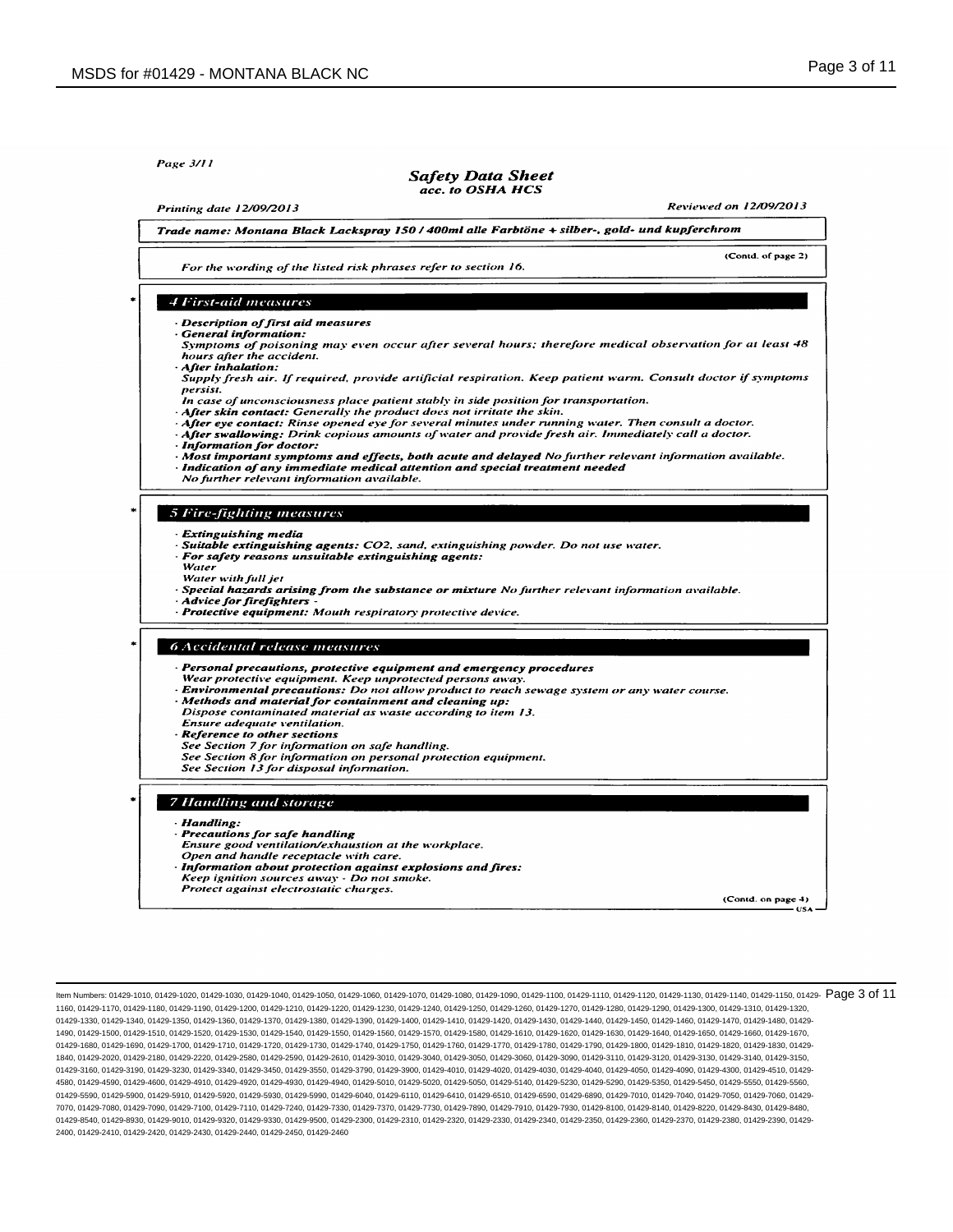Page 3/11

## Safety Data Sheet
### acc. to OSHA HCS

Printing date 12/09/2013 — Reviewed on 12/09/2013

**Trade name: Montana Black Lackspray 150 / 400ml alle Farbtöne + silber-, gold- und kupferchrom**

(Contd. of page 2)

For the wording of the listed risk phrases refer to section 16.

### 4 First-aid measures

- **Description of first aid measures**
- **General information:**
  Symptoms of poisoning may even occur after several hours; therefore medical observation for at least 48 hours after the accident.
- **After inhalation:**
  Supply fresh air. If required, provide artificial respiration. Keep patient warm. Consult doctor if symptoms persist.
  In case of unconsciousness place patient stably in side position for transportation.
- **After skin contact:** Generally the product does not irritate the skin.
- **After eye contact:** Rinse opened eye for several minutes under running water. Then consult a doctor.
- **After swallowing:** Drink copious amounts of water and provide fresh air. Immediately call a doctor.
- **Information for doctor:**
- **Most important symptoms and effects, both acute and delayed** No further relevant information available.
- **Indication of any immediate medical attention and special treatment needed**
  No further relevant information available.

### 5 Fire-fighting measures

- **Extinguishing media**
- **Suitable extinguishing agents:** $CO_2$, sand, extinguishing powder. Do not use water.
- **For safety reasons unsuitable extinguishing agents:**
  Water
  Water with full jet
- **Special hazards arising from the substance or mixture** No further relevant information available.
- **Advice for firefighters** -
- **Protective equipment:** Mouth respiratory protective device.

### 6 Accidental release measures

- **Personal precautions, protective equipment and emergency procedures**
  Wear protective equipment. Keep unprotected persons away.
- **Environmental precautions:** Do not allow product to reach sewage system or any water course.
- **Methods and material for containment and cleaning up:**
  Dispose contaminated material as waste according to item 13.
  Ensure adequate ventilation.
- **Reference to other sections**
  See Section 7 for information on safe handling.
  See Section 8 for information on personal protection equipment.
  See Section 13 for disposal information.

### 7 Handling and storage

- **Handling:**
- **Precautions for safe handling**
  Ensure good ventilation/exhaustion at the workplace.
  Open and handle receptacle with care.
- **Information about protection against explosions and fires:**
  Keep ignition sources away - Do not smoke.
  Protect against electrostatic charges.

(Contd. on page 4)

USA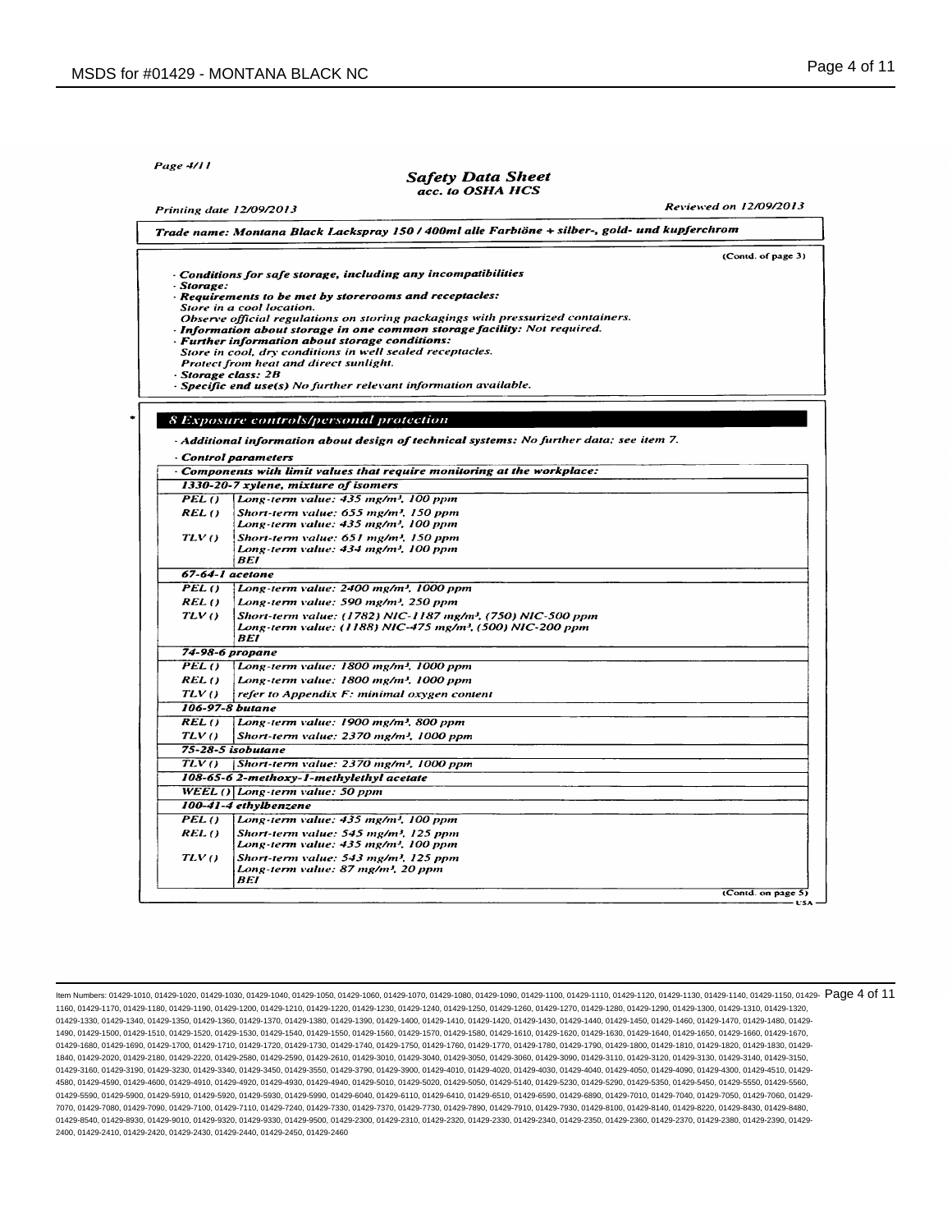*Safety Data Sheet*
*acc. to OSHA HCS*

*Printing date 12/09/2013* — *Reviewed on 12/09/2013*

***Trade name: Montana Black Lackspray 150 / 400ml alle Farbtöne + silber-, gold- und kupferchrom***

(Contd. of page 3)

· ***Conditions for safe storage, including any incompatibilities***
· ***Storage:***
· ***Requirements to be met by storerooms and receptacles:***
*Store in a cool location.*
*Observe official regulations on storing packagings with pressurized containers.*
· ***Information about storage in one common storage facility:*** *Not required.*
· ***Further information about storage conditions:***
*Store in cool, dry conditions in well sealed receptacles.*
*Protect from heat and direct sunlight.*
· ***Storage class:*** *2B*
· ***Specific end use(s)*** *No further relevant information available.*

## 8 Exposure controls/personal protection

· ***Additional information about design of technical systems:*** *No further data; see item 7.*

· ***Control parameters***

· ***Components with limit values that require monitoring at the workplace:***

| | |
|---|---|
| ***1330-20-7 xylene, mixture of isomers*** | |
| *PEL ()* | *Long-term value: 435 mg/m³, 100 ppm* |
| *REL ()* | *Short-term value: 655 mg/m³, 150 ppm*<br>*Long-term value: 435 mg/m³, 100 ppm* |
| *TLV ()* | *Short-term value: 651 mg/m³, 150 ppm*<br>*Long-term value: 434 mg/m³, 100 ppm*<br>*BEI* |
| ***67-64-1 acetone*** | |
| *PEL ()* | *Long-term value: 2400 mg/m³, 1000 ppm* |
| *REL ()* | *Long-term value: 590 mg/m³, 250 ppm* |
| *TLV ()* | *Short-term value: (1782) NIC-1187 mg/m³, (750) NIC-500 ppm*<br>*Long-term value: (1188) NIC-475 mg/m³, (500) NIC-200 ppm*<br>*BEI* |
| ***74-98-6 propane*** | |
| *PEL ()* | *Long-term value: 1800 mg/m³, 1000 ppm* |
| *REL ()* | *Long-term value: 1800 mg/m³, 1000 ppm* |
| *TLV ()* | *refer to Appendix F: minimal oxygen content* |
| ***106-97-8 butane*** | |
| *REL ()* | *Long-term value: 1900 mg/m³, 800 ppm* |
| *TLV ()* | *Short-term value: 2370 mg/m³, 1000 ppm* |
| ***75-28-5 isobutane*** | |
| *TLV ()* | *Short-term value: 2370 mg/m³, 1000 ppm* |
| ***108-65-6 2-methoxy-1-methylethyl acetate*** | |
| *WEEL ()* | *Long-term value: 50 ppm* |
| ***100-41-4 ethylbenzene*** | |
| *PEL ()* | *Long-term value: 435 mg/m³, 100 ppm* |
| *REL ()* | *Short-term value: 545 mg/m³, 125 ppm*<br>*Long-term value: 435 mg/m³, 100 ppm* |
| *TLV ()* | *Short-term value: 543 mg/m³, 125 ppm*<br>*Long-term value: 87 mg/m³, 20 ppm*<br>*BEI* |

(Contd. on page 5)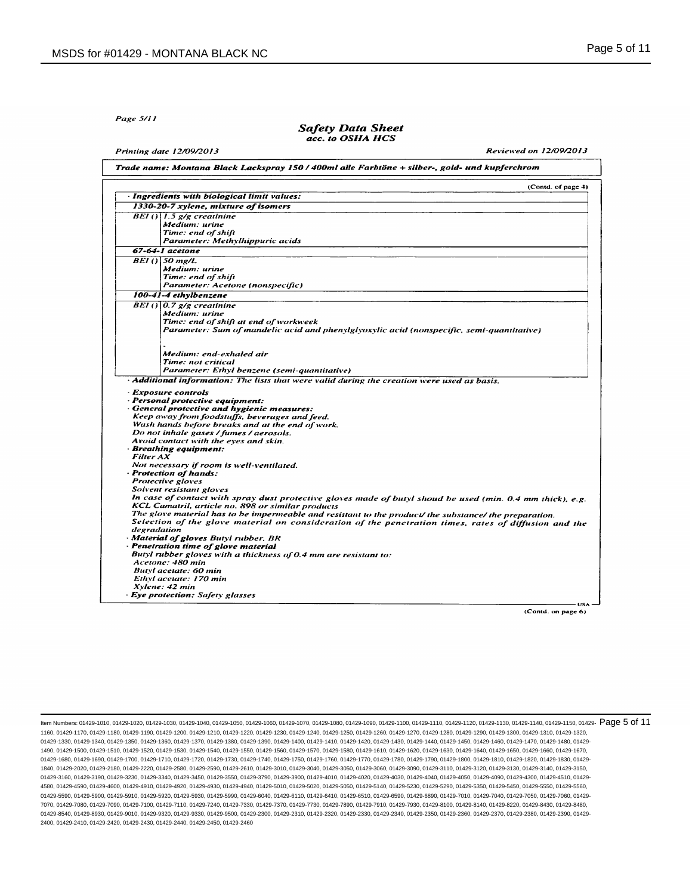*Page 5/11*

## *Safety Data Sheet*
### *acc. to OSHA HCS*

*Printing date 12/09/2013* — *Reviewed on 12/09/2013*

***Trade name: Montana Black Lackspray 150 / 400ml alle Farbtöne + silber-, gold- und kupferchrom***

*(Contd. of page 4)*

· ***Ingredients with biological limit values:***

| ***1330-20-7 xylene, mixture of isomers*** | |
|---|---|
| *BEI ()* | *1.5 g/g creatinine*<br>*Medium: urine*<br>*Time: end of shift*<br>*Parameter: Methylhippuric acids* |
| ***67-64-1 acetone*** | |
| *BEI ()* | *50 mg/L*<br>*Medium: urine*<br>*Time: end of shift*<br>*Parameter: Acetone (nonspecific)* |
| ***100-41-4 ethylbenzene*** | |
| *BEI ()* | *0.7 g/g creatinine*<br>*Medium: urine*<br>*Time: end of shift at end of workweek*<br>*Parameter: Sum of mandelic acid and phenylglyoxylic acid (nonspecific, semi-quantitative)*<br><br>*-*<br>*Medium: end-exhaled air*<br>*Time: not critical*<br>*Parameter: Ethyl benzene (semi-quantitative)* |

· ***Additional information:*** *The lists that were valid during the creation were used as basis.*

· ***Exposure controls***
· ***Personal protective equipment:***
· ***General protective and hygienic measures:***
*Keep away from foodstuffs, beverages and feed.*
*Wash hands before breaks and at the end of work.*
*Do not inhale gases / fumes / aerosols.*
*Avoid contact with the eyes and skin.*
· ***Breathing equipment:***
*Filter AX*
*Not necessary if room is well-ventilated.*
· ***Protection of hands:***
*Protective gloves*
*Solvent resistant gloves*
*In case of contact with spray dust protective gloves made of butyl shoud be used (min. 0.4 mm thick), e.g. KCL Camatril, article no. 898 or similar products*
*The glove material has to be impermeable and resistant to the product/ the substance/ the preparation.*
*Selection of the glove material on consideration of the penetration times, rates of diffusion and the degradation*
· ***Material of gloves*** *Butyl rubber, BR*
· ***Penetration time of glove material***
*Butyl rubber gloves with a thickness of 0.4 mm are resistant to:*
*Acetone: 480 min*
*Butyl acetate: 60 min*
*Ethyl acetate: 170 min*
*Xylene: 42 min*
· ***Eye protection:*** *Safety glasses*

USA

*(Contd. on page 6)*

Item Numbers: 01429-1010, 01429-1020, 01429-1030, 01429-1040, 01429-1050, 01429-1060, 01429-1070, 01429-1080, 01429-1090, 01429-1100, 01429-1110, 01429-1120, 01429-1130, 01429-1140, 01429-1150, 01429-1160, 01429-1170, 01429-1180, 01429-1190, 01429-1200, 01429-1210, 01429-1220, 01429-1230, 01429-1240, 01429-1250, 01429-1260, 01429-1270, 01429-1280, 01429-1290, 01429-1300, 01429-1310, 01429-1320, 01429-1330, 01429-1340, 01429-1350, 01429-1360, 01429-1370, 01429-1380, 01429-1390, 01429-1400, 01429-1410, 01429-1420, 01429-1430, 01429-1440, 01429-1450, 01429-1460, 01429-1470, 01429-1480, 01429-1490, 01429-1500, 01429-1510, 01429-1520, 01429-1530, 01429-1540, 01429-1550, 01429-1560, 01429-1570, 01429-1580, 01429-1610, 01429-1620, 01429-1630, 01429-1640, 01429-1650, 01429-1660, 01429-1670, 01429-1680, 01429-1690, 01429-1700, 01429-1710, 01429-1720, 01429-1730, 01429-1740, 01429-1750, 01429-1760, 01429-1770, 01429-1780, 01429-1790, 01429-1800, 01429-1810, 01429-1820, 01429-1830, 01429-1840, 01429-2020, 01429-2180, 01429-2220, 01429-2580, 01429-2590, 01429-2610, 01429-3010, 01429-3040, 01429-3050, 01429-3060, 01429-3090, 01429-3110, 01429-3120, 01429-3130, 01429-3140, 01429-3150, 01429-3160, 01429-3190, 01429-3230, 01429-3340, 01429-3450, 01429-3550, 01429-3790, 01429-3900, 01429-4010, 01429-4020, 01429-4030, 01429-4040, 01429-4050, 01429-4090, 01429-4300, 01429-4510, 01429-4580, 01429-4590, 01429-4600, 01429-4910, 01429-4920, 01429-4930, 01429-4940, 01429-5010, 01429-5020, 01429-5050, 01429-5140, 01429-5230, 01429-5290, 01429-5350, 01429-5450, 01429-5550, 01429-5560, 01429-5590, 01429-5900, 01429-5910, 01429-5920, 01429-5930, 01429-5990, 01429-6040, 01429-6110, 01429-6410, 01429-6510, 01429-6590, 01429-6890, 01429-7010, 01429-7040, 01429-7050, 01429-7060, 01429-7070, 01429-7080, 01429-7090, 01429-7100, 01429-7110, 01429-7240, 01429-7330, 01429-7370, 01429-7730, 01429-7890, 01429-7910, 01429-7930, 01429-8100, 01429-8140, 01429-8220, 01429-8430, 01429-8480, 01429-8540, 01429-8930, 01429-9010, 01429-9320, 01429-9330, 01429-9500, 01429-2300, 01429-2310, 01429-2320, 01429-2330, 01429-2340, 01429-2350, 01429-2360, 01429-2370, 01429-2380, 01429-2390, 01429-2400, 01429-2410, 01429-2420, 01429-2430, 01429-2440, 01429-2450, 01429-2460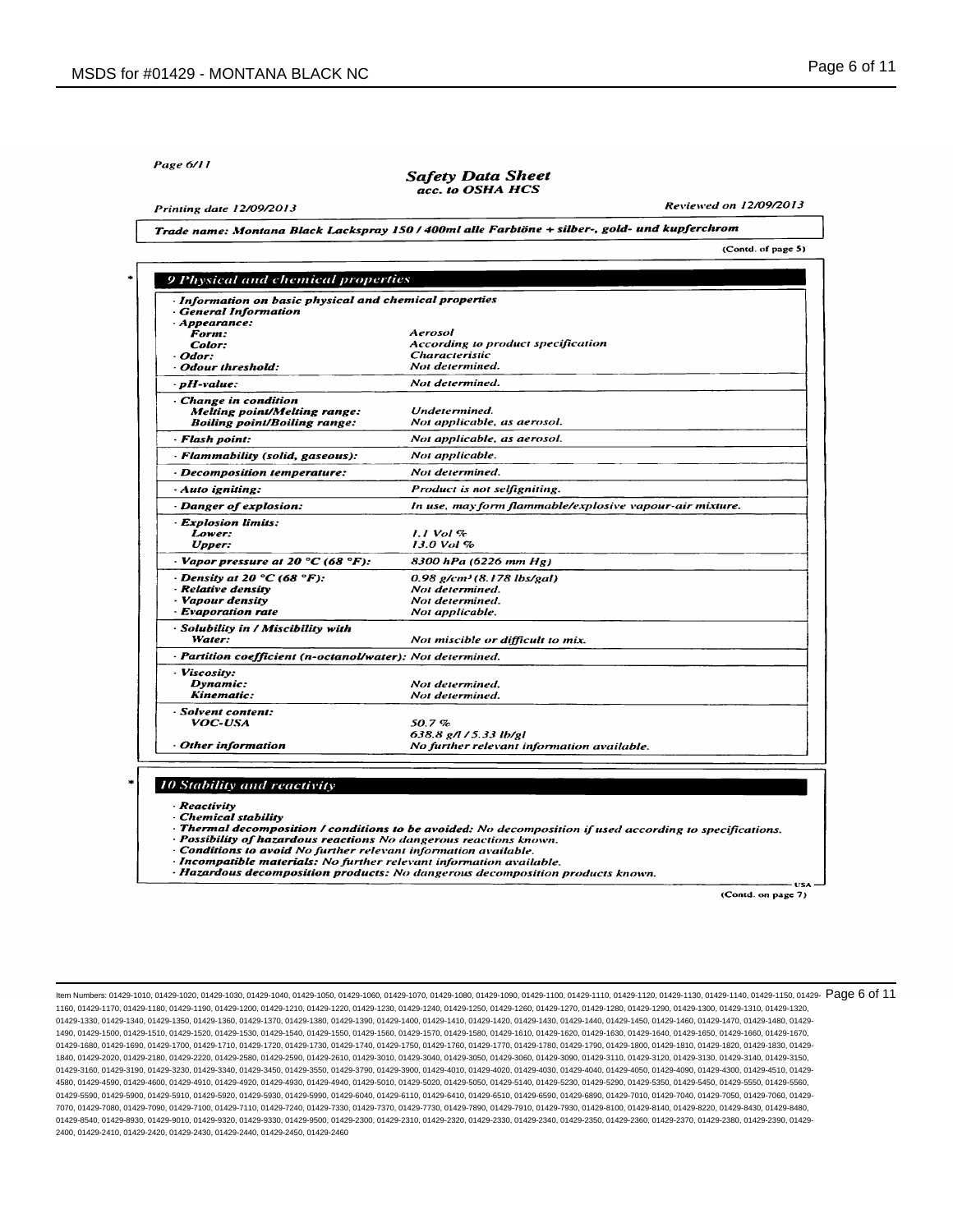Safety Data Sheet
acc. to OSHA HCS

Printing date 12/09/2013 Reviewed on 12/09/2013

**Trade name: Montana Black Lackspray 150 / 400ml alle Farbtöne + silber-, gold- und kupferchrom**

(Contd. of page 5)

## 9 Physical and chemical properties

| | |
|---|---|
| **· Information on basic physical and chemical properties** | |
| **· General Information** | |
| **· Appearance:** | |
| **Form:** | Aerosol |
| **Color:** | According to product specification |
| **· Odor:** | Characteristic |
| **· Odour threshold:** | Not determined. |
| **· pH-value:** | Not determined. |
| **· Change in condition** | |
| **Melting point/Melting range:** | Undetermined. |
| **Boiling point/Boiling range:** | Not applicable, as aerosol. |
| **· Flash point:** | Not applicable, as aerosol. |
| **· Flammability (solid, gaseous):** | Not applicable. |
| **· Decomposition temperature:** | Not determined. |
| **· Auto igniting:** | Product is not selfigniting. |
| **· Danger of explosion:** | In use, may form flammable/explosive vapour-air mixture. |
| **· Explosion limits:** | |
| **Lower:** | 1.1 Vol % |
| **Upper:** | 13.0 Vol % |
| **· Vapor pressure at 20 °C (68 °F):** | 8300 hPa (6226 mm Hg) |
| **· Density at 20 °C (68 °F):** | 0.98 g/cm³ (8.178 lbs/gal) |
| **· Relative density** | Not determined. |
| **· Vapour density** | Not determined. |
| **· Evaporation rate** | Not applicable. |
| **· Solubility in / Miscibility with** | |
| **Water:** | Not miscible or difficult to mix. |
| **· Partition coefficient (n-octanol/water):** | Not determined. |
| **· Viscosity:** | |
| **Dynamic:** | Not determined. |
| **Kinematic:** | Not determined. |
| **· Solvent content:** | |
| **VOC-USA** | 50.7 % |
| | 638.8 g/l / 5.33 lb/gl |
| **· Other information** | No further relevant information available. |

## 10 Stability and reactivity

- **· Reactivity**
- **· Chemical stability**
- **· Thermal decomposition / conditions to be avoided:** No decomposition if used according to specifications.
- **· Possibility of hazardous reactions** No dangerous reactions known.
- **· Conditions to avoid** No further relevant information available.
- **· Incompatible materials:** No further relevant information available.
- **· Hazardous decomposition products:** No dangerous decomposition products known.

(Contd. on page 7)

Item Numbers: 01429-1010, 01429-1020, 01429-1030, 01429-1040, 01429-1050, 01429-1060, 01429-1070, 01429-1080, 01429-1090, 01429-1100, 01429-1110, 01429-1120, 01429-1130, 01429-1140, 01429-1150, 01429-1160, 01429-1170, 01429-1180, 01429-1190, 01429-1200, 01429-1210, 01429-1220, 01429-1230, 01429-1240, 01429-1250, 01429-1260, 01429-1270, 01429-1280, 01429-1290, 01429-1300, 01429-1310, 01429-1320, 01429-1330, 01429-1340, 01429-1350, 01429-1360, 01429-1370, 01429-1380, 01429-1390, 01429-1400, 01429-1410, 01429-1420, 01429-1430, 01429-1440, 01429-1450, 01429-1460, 01429-1470, 01429-1480, 01429-1490, 01429-1500, 01429-1510, 01429-1520, 01429-1530, 01429-1540, 01429-1550, 01429-1560, 01429-1570, 01429-1580, 01429-1610, 01429-1620, 01429-1630, 01429-1640, 01429-1650, 01429-1660, 01429-1670, 01429-1680, 01429-1690, 01429-1700, 01429-1710, 01429-1720, 01429-1730, 01429-1740, 01429-1750, 01429-1760, 01429-1770, 01429-1780, 01429-1790, 01429-1800, 01429-1810, 01429-1820, 01429-1830, 01429-1840, 01429-2020, 01429-2180, 01429-2220, 01429-2580, 01429-2590, 01429-2610, 01429-3010, 01429-3040, 01429-3050, 01429-3060, 01429-3090, 01429-3110, 01429-3120, 01429-3130, 01429-3140, 01429-3150, 01429-3160, 01429-3190, 01429-3230, 01429-3340, 01429-3450, 01429-3550, 01429-3790, 01429-3900, 01429-4010, 01429-4020, 01429-4030, 01429-4040, 01429-4050, 01429-4090, 01429-4300, 01429-4510, 01429-4580, 01429-4590, 01429-4600, 01429-4910, 01429-4920, 01429-4930, 01429-4940, 01429-5010, 01429-5020, 01429-5050, 01429-5140, 01429-5230, 01429-5290, 01429-5350, 01429-5450, 01429-5550, 01429-5560, 01429-5590, 01429-5900, 01429-5910, 01429-5920, 01429-5930, 01429-5990, 01429-6040, 01429-6110, 01429-6410, 01429-6510, 01429-6590, 01429-6890, 01429-7010, 01429-7040, 01429-7050, 01429-7060, 01429-7070, 01429-7080, 01429-7090, 01429-7100, 01429-7110, 01429-7240, 01429-7330, 01429-7370, 01429-7730, 01429-7890, 01429-7910, 01429-7930, 01429-8100, 01429-8140, 01429-8220, 01429-8430, 01429-8480, 01429-8540, 01429-8930, 01429-9010, 01429-9320, 01429-9330, 01429-9500, 01429-2300, 01429-2310, 01429-2320, 01429-2330, 01429-2340, 01429-2350, 01429-2360, 01429-2370, 01429-2380, 01429-2390, 01429-2400, 01429-2410, 01429-2420, 01429-2430, 01429-2440, 01429-2450, 01429-2460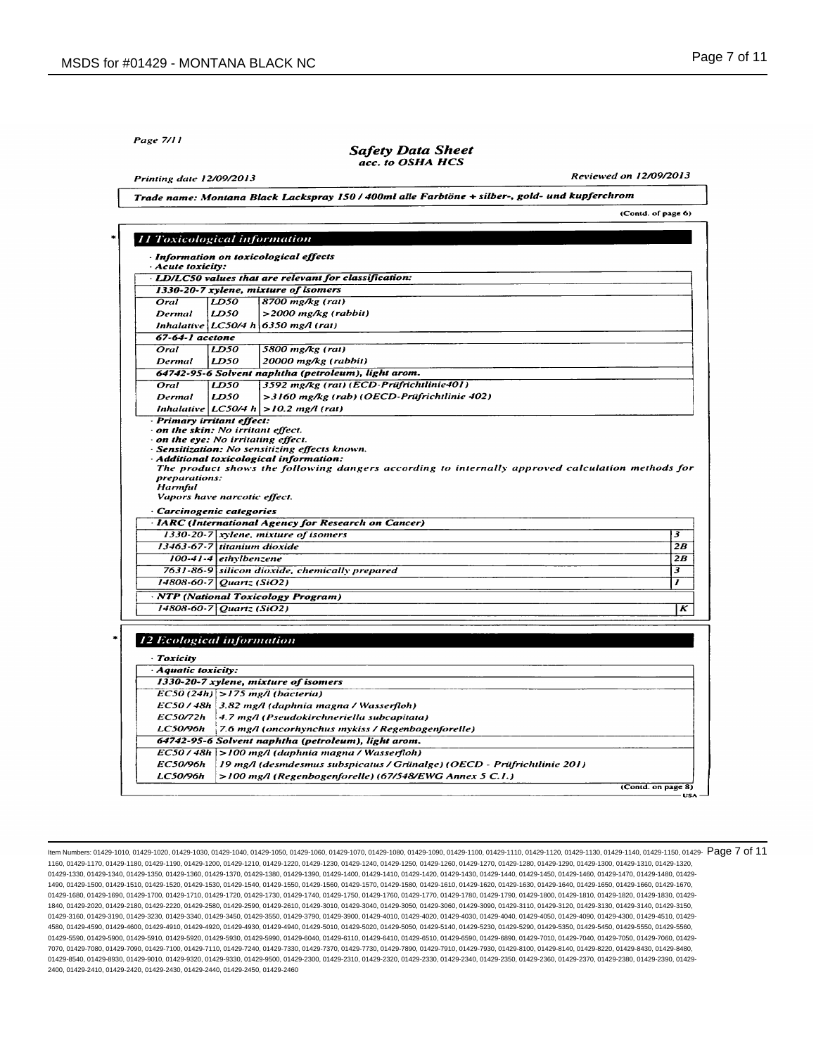Page 7/11

# Safety Data Sheet
*acc. to OSHA HCS*

Printing date 12/09/2013 — Reviewed on 12/09/2013

**Trade name: Montana Black Lackspray 150 / 400ml alle Farbtöne + silber-, gold- und kupferchrom**

(Contd. of page 6)

## 11 Toxicological information

· **Information on toxicological effects**
· **Acute toxicity:**

· **LD/LC50 values that are relevant for classification:**

| | | |
|---|---|---|
| **1330-20-7 xylene, mixture of isomers** | | |
| Oral | LD50 | 8700 mg/kg (rat) |
| Dermal | LD50 | >2000 mg/kg (rabbit) |
| Inhalative | LC50/4 h | 6350 mg/l (rat) |
| **67-64-1 acetone** | | |
| Oral | LD50 | 5800 mg/kg (rat) |
| Dermal | LD50 | 20000 mg/kg (rabbit) |
| **64742-95-6 Solvent naphtha (petroleum), light arom.** | | |
| Oral | LD50 | 3592 mg/kg (rat) (ECD-Prüfrichtlinie401) |
| Dermal | LD50 | >3160 mg/kg (rab) (OECD-Prüfrichtlinie 402) |
| Inhalative | LC50/4 h | >10.2 mg/l (rat) |

· **Primary irritant effect:**
· **on the skin:** No irritant effect.
· **on the eye:** No irritating effect.
· **Sensitization:** No sensitizing effects known.
· **Additional toxicological information:**
The product shows the following dangers according to internally approved calculation methods for preparations:
Harmful
Vapors have narcotic effect.

· **Carcinogenic categories**

· **IARC (International Agency for Research on Cancer)**

| | | |
|---|---|---|
| 1330-20-7 | xylene, mixture of isomers | 3 |
| 13463-67-7 | titanium dioxide | 2B |
| 100-41-4 | ethylbenzene | 2B |
| 7631-86-9 | silicon dioxide, chemically prepared | 3 |
| 14808-60-7 | Quartz (SiO2) | 1 |

· **NTP (National Toxicology Program)**

| | | |
|---|---|---|
| 14808-60-7 | Quartz (SiO2) | K |

## 12 Ecological information

· **Toxicity**

· **Aquatic toxicity:**

| | |
|---|---|
| **1330-20-7 xylene, mixture of isomers** | |
| EC50 (24h) | >175 mg/l (bacteria) |
| EC50 / 48h | 3.82 mg/l (daphnia magna / Wasserfloh) |
| EC50/72h | 4.7 mg/l (Pseudokirchneriella subcapitata) |
| LC50/96h | 7.6 mg/l (oncorhynchus mykiss / Regenbogenforelle) |
| **64742-95-6 Solvent naphtha (petroleum), light arom.** | |
| EC50 / 48h | >100 mg/l (daphnia magna / Wasserfloh) |
| EC50/96h | 19 mg/l (desmdesmus subspicatus / Grünalge) (OECD - Prüfrichtlinie 201) |
| LC50/96h | >100 mg/l (Regenbogenforelle) (67/548/EWG Annex 5 C.1.) |

(Contd. on page 8)

USA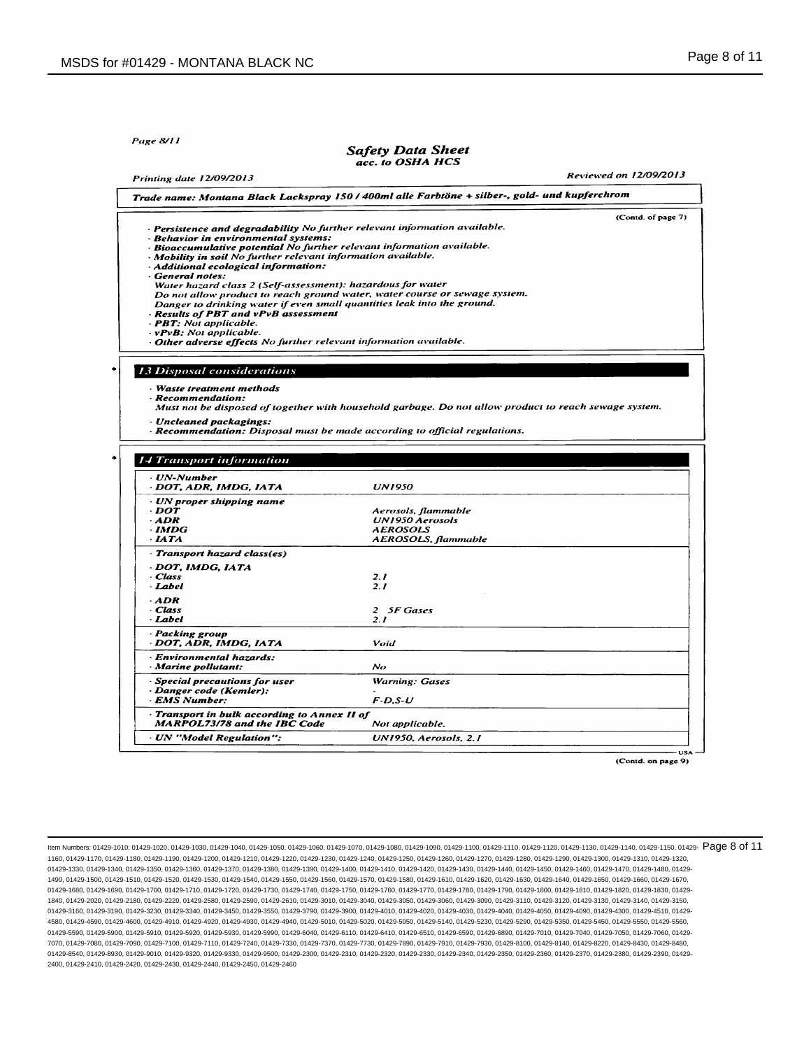Page 8/11

## Safety Data Sheet
acc. to OSHA HCS

Printing date 12/09/2013 | Reviewed on 12/09/2013

**Trade name: Montana Black Lackspray 150 / 400ml alle Farbtöne + silber-, gold- und kupferchrom**

(Contd. of page 7)

· **Persistence and degradability** No further relevant information available.
· **Behavior in environmental systems:**
· **Bioaccumulative potential** No further relevant information available.
· **Mobility in soil** No further relevant information available.
· **Additional ecological information:**
· **General notes:**
Water hazard class 2 (Self-assessment): hazardous for water
Do not allow product to reach ground water, water course or sewage system.
Danger to drinking water if even small quantities leak into the ground.
· **Results of PBT and vPvB assessment**
· **PBT:** Not applicable.
· **vPvB:** Not applicable.
· **Other adverse effects** No further relevant information available.

## 13 Disposal considerations

· **Waste treatment methods**
· **Recommendation:**
Must not be disposed of together with household garbage. Do not allow product to reach sewage system.

· **Uncleaned packagings:**
· **Recommendation:** Disposal must be made according to official regulations.

## 14 Transport information

| | |
|---|---|
| · **UN-Number** | |
| · **DOT, ADR, IMDG, IATA** | UN1950 |
| · **UN proper shipping name** | |
| · **DOT** | Aerosols, flammable |
| · **ADR** | UN1950 Aerosols |
| · **IMDG** | AEROSOLS |
| · **IATA** | AEROSOLS, flammable |
| · **Transport hazard class(es)** | |
| · **DOT, IMDG, IATA** | |
| · **Class** | 2.1 |
| · **Label** | 2.1 |
| · **ADR** | |
| · **Class** | 2 5F Gases |
| · **Label** | 2.1 |
| · **Packing group** | |
| · **DOT, ADR, IMDG, IATA** | Void |
| · **Environmental hazards:** | |
| · **Marine pollutant:** | No |
| · **Special precautions for user** | Warning: Gases |
| · **Danger code (Kemler):** | - |
| · **EMS Number:** | F-D,S-U |
| · **Transport in bulk according to Annex II of MARPOL73/78 and the IBC Code** | Not applicable. |
| · **UN "Model Regulation":** | UN1950, Aerosols, 2.1 |

USA

(Contd. on page 9)

Item Numbers: 01429-1010, 01429-1020, 01429-1030, 01429-1040, 01429-1050, 01429-1060, 01429-1070, 01429-1080, 01429-1090, 01429-1100, 01429-1110, 01429-1120, 01429-1130, 01429-1140, 01429-1150, 01429-1160, 01429-1170, 01429-1180, 01429-1190, 01429-1200, 01429-1210, 01429-1220, 01429-1230, 01429-1240, 01429-1250, 01429-1260, 01429-1270, 01429-1280, 01429-1290, 01429-1300, 01429-1310, 01429-1320, 01429-1330, 01429-1340, 01429-1350, 01429-1360, 01429-1370, 01429-1380, 01429-1390, 01429-1400, 01429-1410, 01429-1420, 01429-1430, 01429-1440, 01429-1450, 01429-1460, 01429-1470, 01429-1480, 01429-1490, 01429-1500, 01429-1510, 01429-1520, 01429-1530, 01429-1540, 01429-1550, 01429-1560, 01429-1570, 01429-1580, 01429-1610, 01429-1620, 01429-1630, 01429-1640, 01429-1650, 01429-1660, 01429-1670, 01429-1680, 01429-1690, 01429-1700, 01429-1710, 01429-1720, 01429-1730, 01429-1740, 01429-1750, 01429-1760, 01429-1770, 01429-1780, 01429-1790, 01429-1800, 01429-1810, 01429-1820, 01429-1830, 01429-1840, 01429-2020, 01429-2180, 01429-2220, 01429-2580, 01429-2590, 01429-2610, 01429-3010, 01429-3040, 01429-3050, 01429-3060, 01429-3090, 01429-3110, 01429-3120, 01429-3130, 01429-3140, 01429-3150, 01429-3160, 01429-3190, 01429-3230, 01429-3340, 01429-3450, 01429-3550, 01429-3790, 01429-3900, 01429-4010, 01429-4020, 01429-4030, 01429-4040, 01429-4050, 01429-4090, 01429-4300, 01429-4510, 01429-4580, 01429-4590, 01429-4600, 01429-4910, 01429-4920, 01429-4930, 01429-4940, 01429-5010, 01429-5020, 01429-5050, 01429-5140, 01429-5230, 01429-5290, 01429-5350, 01429-5450, 01429-5550, 01429-5560, 01429-5590, 01429-5900, 01429-5910, 01429-5920, 01429-5930, 01429-5990, 01429-6040, 01429-6110, 01429-6410, 01429-6510, 01429-6590, 01429-6890, 01429-7010, 01429-7040, 01429-7050, 01429-7060, 01429-7070, 01429-7080, 01429-7090, 01429-7100, 01429-7110, 01429-7240, 01429-7330, 01429-7370, 01429-7730, 01429-7890, 01429-7910, 01429-7930, 01429-8100, 01429-8140, 01429-8220, 01429-8430, 01429-8480, 01429-8540, 01429-8930, 01429-9010, 01429-9320, 01429-9330, 01429-9500, 01429-2300, 01429-2310, 01429-2320, 01429-2330, 01429-2340, 01429-2350, 01429-2360, 01429-2370, 01429-2380, 01429-2390, 01429-2400, 01429-2410, 01429-2420, 01429-2430, 01429-2440, 01429-2450, 01429-2460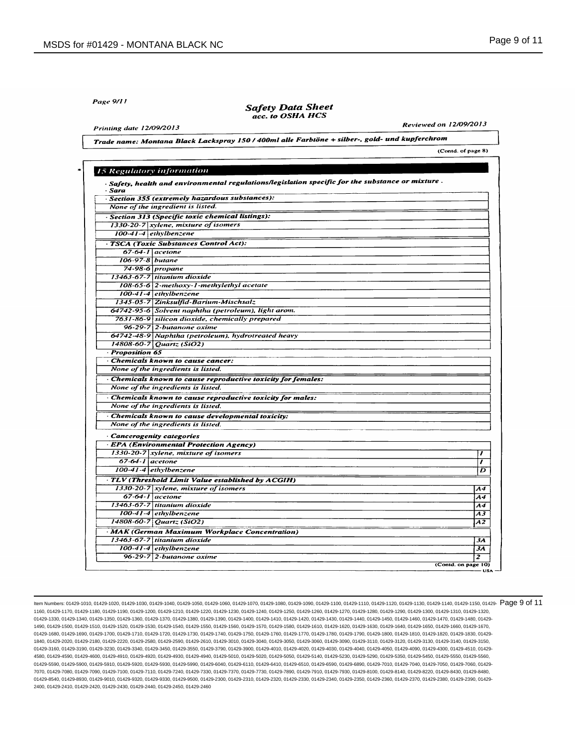Page 9/11

## Safety Data Sheet

*acc. to OSHA HCS*

Printing date 12/09/2013 Reviewed on 12/09/2013

**Trade name: Montana Black Lackspray 150 / 400ml alle Farbtöne + silber-, gold- und kupferchrom**

(Contd. of page 8)

### 15 Regulatory information

· **Safety, health and environmental regulations/legislation specific for the substance or mixture** .

· **Sara**

· **Section 355 (extremely hazardous substances):**

None of the ingredient is listed.

· **Section 313 (Specific toxic chemical listings):**

| | |
|---|---|
| 1330-20-7 | xylene, mixture of isomers |
| 100-41-4 | ethylbenzene |

· **TSCA (Toxic Substances Control Act):**

| | |
|---|---|
| 67-64-1 | acetone |
| 106-97-8 | butane |
| 74-98-6 | propane |
| 13463-67-7 | titanium dioxide |
| 108-65-6 | 2-methoxy-1-methylethyl acetate |
| 100-41-4 | ethylbenzene |
| 1345-05-7 | Zinksulfid-Barium-Mischsalz |
| 64742-95-6 | Solvent naphtha (petroleum), light arom. |
| 7631-86-9 | silicon dioxide, chemically prepared |
| 96-29-7 | 2-butanone oxime |
| 64742-48-9 | Naphtha (petroleum), hydrotreated heavy |
| 14808-60-7 | Quartz (SiO2) |

· **Proposition 65**

· **Chemicals known to cause cancer:**

None of the ingredients is listed.

· **Chemicals known to cause reproductive toxicity for females:**

None of the ingredients is listed.

· **Chemicals known to cause reproductive toxicity for males:**

None of the ingredients is listed.

· **Chemicals known to cause developmental toxicity:**

None of the ingredients is listed.

· **Cancerogenity categories**

· **EPA (Environmental Protection Agency)**

| | | |
|---|---|---|
| 1330-20-7 | xylene, mixture of isomers | I |
| 67-64-1 | acetone | I |
| 100-41-4 | ethylbenzene | D |

· **TLV (Threshold Limit Value established by ACGIH)**

| | | |
|---|---|---|
| 1330-20-7 | xylene, mixture of isomers | A4 |
| 67-64-1 | acetone | A4 |
| 13463-67-7 | titanium dioxide | A4 |
| 100-41-4 | ethylbenzene | A3 |
| 14808-60-7 | Quartz (SiO2) | A2 |

· **MAK (German Maximum Workplace Concentration)**

| | | |
|---|---|---|
| 13463-67-7 | titanium dioxide | 3A |
| 100-41-4 | ethylbenzene | 3A |
| 96-29-7 | 2-butanone oxime | 2 |

(Contd. on page 10)

USA

Item Numbers: 01429-1010, 01429-1020, 01429-1030, 01429-1040, 01429-1050, 01429-1060, 01429-1070, 01429-1080, 01429-1090, 01429-1100, 01429-1110, 01429-1120, 01429-1130, 01429-1140, 01429-1150, 01429-1160, 01429-1170, 01429-1180, 01429-1190, 01429-1200, 01429-1210, 01429-1220, 01429-1230, 01429-1240, 01429-1250, 01429-1260, 01429-1270, 01429-1280, 01429-1290, 01429-1300, 01429-1310, 01429-1320, 01429-1330, 01429-1340, 01429-1350, 01429-1360, 01429-1370, 01429-1380, 01429-1390, 01429-1400, 01429-1410, 01429-1420, 01429-1430, 01429-1440, 01429-1450, 01429-1460, 01429-1470, 01429-1480, 01429-1490, 01429-1500, 01429-1510, 01429-1520, 01429-1530, 01429-1540, 01429-1550, 01429-1560, 01429-1570, 01429-1580, 01429-1610, 01429-1620, 01429-1630, 01429-1640, 01429-1650, 01429-1660, 01429-1670, 01429-1680, 01429-1690, 01429-1700, 01429-1710, 01429-1720, 01429-1730, 01429-1740, 01429-1750, 01429-1760, 01429-1770, 01429-1780, 01429-1790, 01429-1800, 01429-1810, 01429-1820, 01429-1830, 01429-1840, 01429-2020, 01429-2180, 01429-2220, 01429-2580, 01429-2590, 01429-2610, 01429-3010, 01429-3040, 01429-3050, 01429-3060, 01429-3090, 01429-3110, 01429-3120, 01429-3130, 01429-3140, 01429-3150, 01429-3160, 01429-3190, 01429-3230, 01429-3340, 01429-3450, 01429-3550, 01429-3790, 01429-3900, 01429-4010, 01429-4020, 01429-4030, 01429-4040, 01429-4050, 01429-4090, 01429-4300, 01429-4510, 01429-4580, 01429-4590, 01429-4600, 01429-4910, 01429-4920, 01429-4930, 01429-4940, 01429-5010, 01429-5020, 01429-5050, 01429-5140, 01429-5230, 01429-5290, 01429-5350, 01429-5450, 01429-5550, 01429-5560, 01429-5590, 01429-5900, 01429-5910, 01429-5920, 01429-5930, 01429-5990, 01429-6040, 01429-6110, 01429-6410, 01429-6510, 01429-6590, 01429-6890, 01429-7010, 01429-7040, 01429-7050, 01429-7060, 01429-7070, 01429-7080, 01429-7090, 01429-7100, 01429-7110, 01429-7240, 01429-7330, 01429-7370, 01429-7730, 01429-7890, 01429-7910, 01429-7930, 01429-8100, 01429-8140, 01429-8220, 01429-8430, 01429-8480, 01429-8540, 01429-8930, 01429-9010, 01429-9320, 01429-9330, 01429-9500, 01429-2300, 01429-2310, 01429-2320, 01429-2330, 01429-2340, 01429-2350, 01429-2360, 01429-2370, 01429-2380, 01429-2390, 01429-2400, 01429-2410, 01429-2420, 01429-2430, 01429-2440, 01429-2450, 01429-2460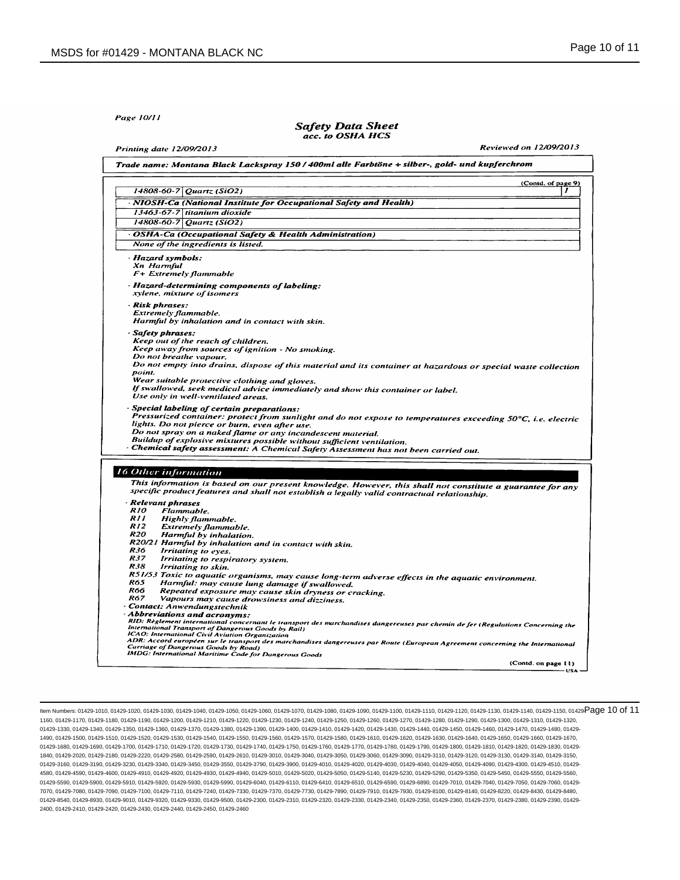Page 10/11

**Safety Data Sheet**
*acc. to OSHA HCS*

Printing date 12/09/2013 — Reviewed on 12/09/2013

**Trade name: Montana Black Lackspray 150 / 400ml alle Farbtöne + silber-, gold- und kupferchrom**

(Contd. of page 9)

| | | |
|---|---|---|
| 14808-60-7 | Quartz (SiO2) | I |
| **· NIOSH-Ca (National Institute for Occupational Safety and Health)** | | |
| 13463-67-7 | titanium dioxide | |
| 14808-60-7 | Quartz (SiO2) | |
| **· OSHA-Ca (Occupational Safety & Health Administration)** | | |
| None of the ingredients is listed. | | |

· **Hazard symbols:**
Xn Harmful
F+ Extremely flammable

· **Hazard-determining components of labeling:**
xylene, mixture of isomers

· **Risk phrases:**
Extremely flammable.
Harmful by inhalation and in contact with skin.

· **Safety phrases:**
Keep out of the reach of children.
Keep away from sources of ignition - No smoking.
Do not breathe vapour.
Do not empty into drains, dispose of this material and its container at hazardous or special waste collection point.
Wear suitable protective clothing and gloves.
If swallowed, seek medical advice immediately and show this container or label.
Use only in well-ventilated areas.

· **Special labeling of certain preparations:**
Pressurized container: protect from sunlight and do not expose to temperatures exceeding 50°C, i.e. electric lights. Do not pierce or burn, even after use.
Do not spray on a naked flame or any incandescent material.
Buildup of explosive mixtures possible without sufficient ventilation.

· **Chemical safety assessment:** A Chemical Safety Assessment has not been carried out.

## 16 Other information

This information is based on our present knowledge. However, this shall not constitute a guarantee for any specific product features and shall not establish a legally valid contractual relationship.

· **Relevant phrases**
- R10 Flammable.
- R11 Highly flammable.
- R12 Extremely flammable.
- R20 Harmful by inhalation.
- R20/21 Harmful by inhalation and in contact with skin.
- R36 Irritating to eyes.
- R37 Irritating to respiratory system.
- R38 Irritating to skin.
- R51/53 Toxic to aquatic organisms, may cause long-term adverse effects in the aquatic environment.
- R65 Harmful: may cause lung damage if swallowed.
- R66 Repeated exposure may cause skin dryness or cracking.
- R67 Vapours may cause drowsiness and dizziness.

· **Contact:** Anwendungstechnik

· **Abbreviations and acronyms:**
RID: Règlement international concernant le transport des marchandises dangereuses par chemin de fer (Regulations Concerning the International Transport of Dangerous Goods by Rail)
ICAO: International Civil Aviation Organization
ADR: Accord européen sur le transport des marchandises dangereuses par Route (European Agreement concerning the International Carriage of Dangerous Goods by Road)
IMDG: International Maritime Code for Dangerous Goods

(Contd. on page 11)

USA

Item Numbers: 01429-1010, 01429-1020, 01429-1030, 01429-1040, 01429-1050, 01429-1060, 01429-1070, 01429-1080, 01429-1090, 01429-1100, 01429-1110, 01429-1120, 01429-1130, 01429-1140, 01429-1150, 01429-1160, 01429-1170, 01429-1180, 01429-1190, 01429-1200, 01429-1210, 01429-1220, 01429-1230, 01429-1240, 01429-1250, 01429-1260, 01429-1270, 01429-1280, 01429-1290, 01429-1300, 01429-1310, 01429-1320, 01429-1330, 01429-1340, 01429-1350, 01429-1360, 01429-1370, 01429-1380, 01429-1390, 01429-1400, 01429-1410, 01429-1420, 01429-1430, 01429-1440, 01429-1450, 01429-1460, 01429-1470, 01429-1480, 01429-1490, 01429-1500, 01429-1510, 01429-1520, 01429-1530, 01429-1540, 01429-1550, 01429-1560, 01429-1570, 01429-1580, 01429-1610, 01429-1620, 01429-1630, 01429-1640, 01429-1650, 01429-1660, 01429-1670, 01429-1680, 01429-1690, 01429-1700, 01429-1710, 01429-1720, 01429-1730, 01429-1740, 01429-1750, 01429-1760, 01429-1770, 01429-1780, 01429-1790, 01429-1800, 01429-1810, 01429-1820, 01429-1830, 01429-1840, 01429-2020, 01429-2180, 01429-2220, 01429-2580, 01429-2590, 01429-2610, 01429-3010, 01429-3040, 01429-3050, 01429-3060, 01429-3090, 01429-3110, 01429-3120, 01429-3130, 01429-3140, 01429-3150, 01429-3160, 01429-3190, 01429-3230, 01429-3340, 01429-3450, 01429-3550, 01429-3790, 01429-3900, 01429-4010, 01429-4020, 01429-4030, 01429-4040, 01429-4050, 01429-4090, 01429-4300, 01429-4510, 01429-4580, 01429-4590, 01429-4600, 01429-4910, 01429-4920, 01429-4930, 01429-4940, 01429-5010, 01429-5020, 01429-5050, 01429-5140, 01429-5230, 01429-5290, 01429-5350, 01429-5450, 01429-5550, 01429-5560, 01429-5590, 01429-5900, 01429-5910, 01429-5920, 01429-5930, 01429-5990, 01429-6040, 01429-6110, 01429-6410, 01429-6510, 01429-6590, 01429-6890, 01429-7010, 01429-7040, 01429-7050, 01429-7060, 01429-7070, 01429-7080, 01429-7090, 01429-7100, 01429-7110, 01429-7240, 01429-7330, 01429-7370, 01429-7730, 01429-7890, 01429-7910, 01429-7930, 01429-8100, 01429-8140, 01429-8220, 01429-8430, 01429-8480, 01429-8540, 01429-8930, 01429-9010, 01429-9320, 01429-9330, 01429-9500, 01429-2300, 01429-2310, 01429-2320, 01429-2330, 01429-2340, 01429-2350, 01429-2360, 01429-2370, 01429-2380, 01429-2390, 01429-2400, 01429-2410, 01429-2420, 01429-2430, 01429-2440, 01429-2450, 01429-2460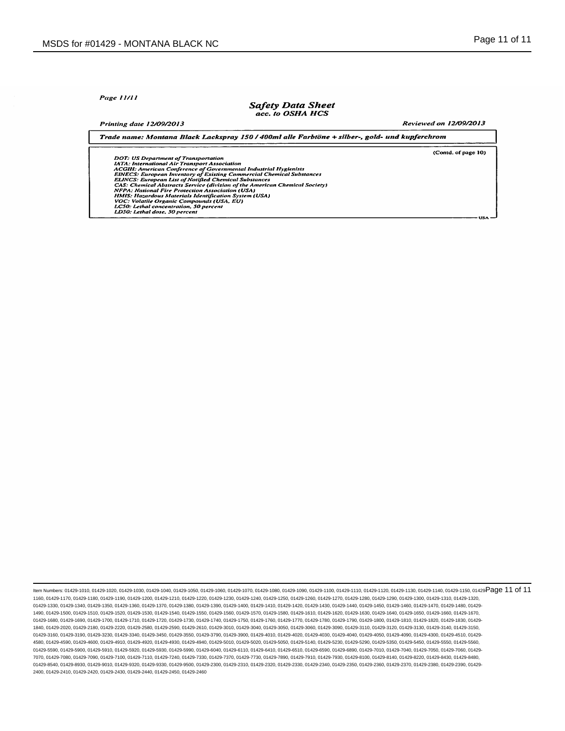## Safety Data Sheet
*acc. to OSHA HCS*

*Printing date 12/09/2013* — *Reviewed on 12/09/2013*

**Trade name: Montana Black Lackspray 150 / 400ml alle Farbtöne + silber-, gold- und kupferchrom**

(Contd. of page 10)

*DOT: US Department of Transportation*
*IATA: International Air Transport Association*
*ACGIH: American Conference of Governmental Industrial Hygienists*
*EINECS: European Inventory of Existing Commercial Chemical Substances*
*ELINCS: European List of Notified Chemical Substances*
*CAS: Chemical Abstracts Service (division of the American Chemical Society)*
*NFPA: National Fire Protection Association (USA)*
*HMIS: Hazardous Materials Identification System (USA)*
*VOC: Volatile Organic Compounds (USA, EU)*
*LC50: Lethal concentration, 50 percent*
*LD50: Lethal dose, 50 percent*

USA